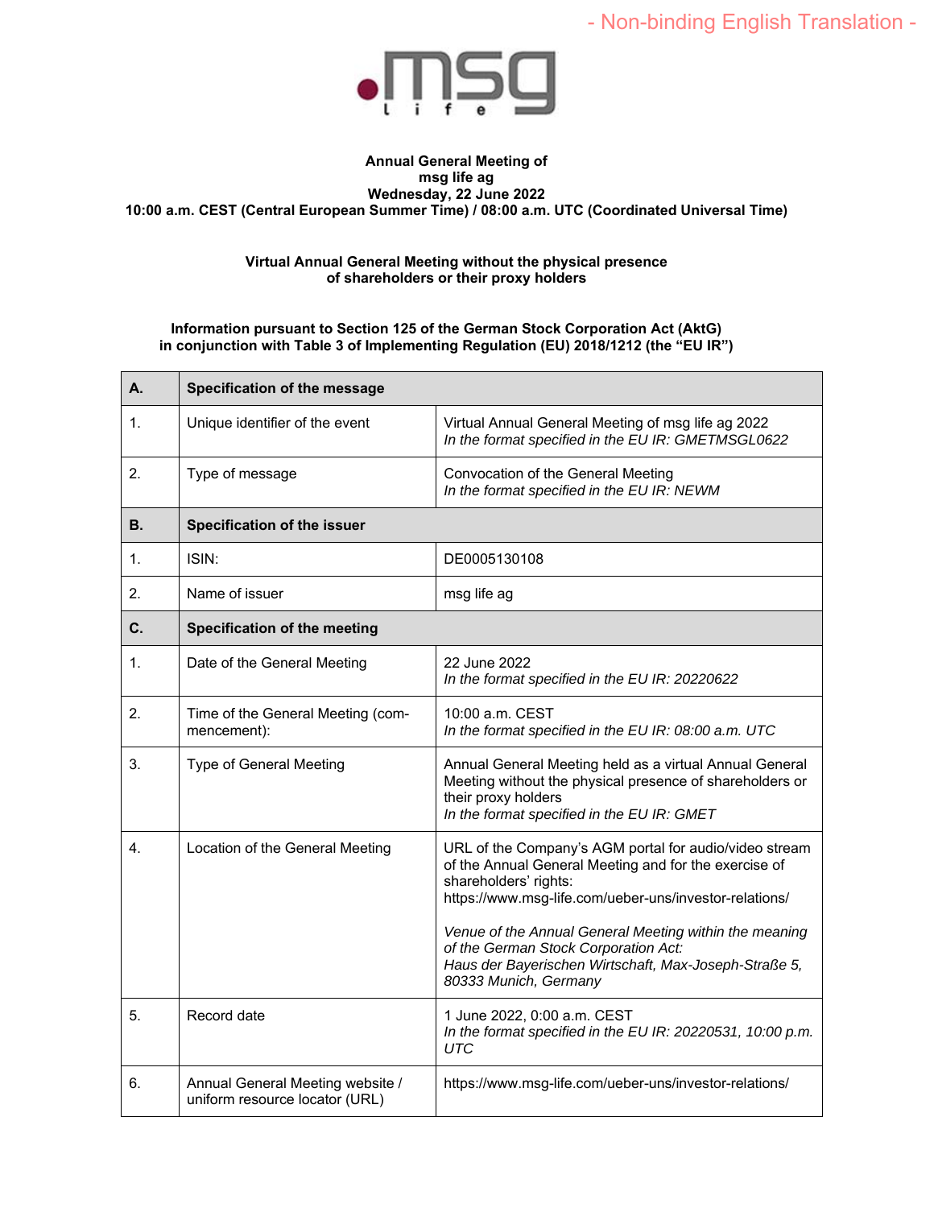- Non-binding English Translation -

**Annual General Meeting of**
**msg life ag**
**Wednesday, 22 June 2022**
**10:00 a.m. CEST (Central European Summer Time) / 08:00 a.m. UTC (Coordinated Universal Time)**

**Virtual Annual General Meeting without the physical presence of shareholders or their proxy holders**

**Information pursuant to Section 125 of the German Stock Corporation Act (AktG) in conjunction with Table 3 of Implementing Regulation (EU) 2018/1212 (the "EU IR")**

| **A.** | **Specification of the message** | |
|---|---|---|
| 1. | Unique identifier of the event | Virtual Annual General Meeting of msg life ag 2022<br>*In the format specified in the EU IR: GMETMSGL0622* |
| 2. | Type of message | Convocation of the General Meeting<br>*In the format specified in the EU IR: NEWM* |
| **B.** | **Specification of the issuer** | |
| 1. | ISIN: | DE0005130108 |
| 2. | Name of issuer | msg life ag |
| **C.** | **Specification of the meeting** | |
| 1. | Date of the General Meeting | 22 June 2022<br>*In the format specified in the EU IR: 20220622* |
| 2. | Time of the General Meeting (commencement): | 10:00 a.m. CEST<br>*In the format specified in the EU IR: 08:00 a.m. UTC* |
| 3. | Type of General Meeting | Annual General Meeting held as a virtual Annual General Meeting without the physical presence of shareholders or their proxy holders<br>*In the format specified in the EU IR: GMET* |
| 4. | Location of the General Meeting | URL of the Company's AGM portal for audio/video stream of the Annual General Meeting and for the exercise of shareholders' rights:<br>https://www.msg-life.com/ueber-uns/investor-relations/<br><br>*Venue of the Annual General Meeting within the meaning of the German Stock Corporation Act:*<br>*Haus der Bayerischen Wirtschaft, Max-Joseph-Straße 5, 80333 Munich, Germany* |
| 5. | Record date | 1 June 2022, 0:00 a.m. CEST<br>*In the format specified in the EU IR: 20220531, 10:00 p.m. UTC* |
| 6. | Annual General Meeting website / uniform resource locator (URL) | https://www.msg-life.com/ueber-uns/investor-relations/ |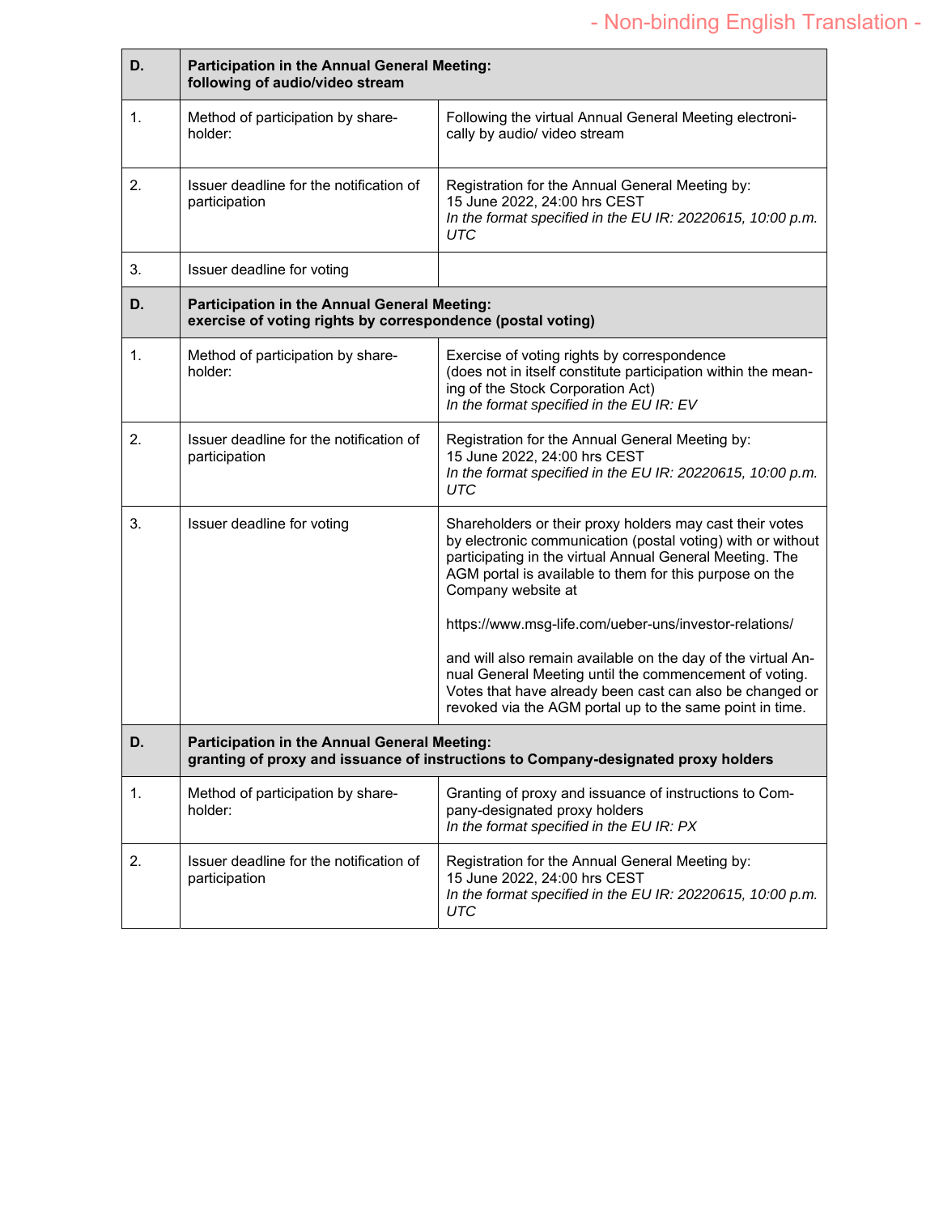- Non-binding English Translation -

| D. | **Participation in the Annual General Meeting: following of audio/video stream** | |
|---|---|---|
| 1. | Method of participation by shareholder: | Following the virtual Annual General Meeting electronically by audio/ video stream |
| 2. | Issuer deadline for the notification of participation | Registration for the Annual General Meeting by: 15 June 2022, 24:00 hrs CEST *In the format specified in the EU IR: 20220615, 10:00 p.m. UTC* |
| 3. | Issuer deadline for voting | |
| **D.** | **Participation in the Annual General Meeting: exercise of voting rights by correspondence (postal voting)** | |
| 1. | Method of participation by shareholder: | Exercise of voting rights by correspondence (does not in itself constitute participation within the meaning of the Stock Corporation Act) *In the format specified in the EU IR: EV* |
| 2. | Issuer deadline for the notification of participation | Registration for the Annual General Meeting by: 15 June 2022, 24:00 hrs CEST *In the format specified in the EU IR: 20220615, 10:00 p.m. UTC* |
| 3. | Issuer deadline for voting | Shareholders or their proxy holders may cast their votes by electronic communication (postal voting) with or without participating in the virtual Annual General Meeting. The AGM portal is available to them for this purpose on the Company website at<br><br>https://www.msg-life.com/ueber-uns/investor-relations/<br><br>and will also remain available on the day of the virtual Annual General Meeting until the commencement of voting. Votes that have already been cast can also be changed or revoked via the AGM portal up to the same point in time. |
| **D.** | **Participation in the Annual General Meeting: granting of proxy and issuance of instructions to Company-designated proxy holders** | |
| 1. | Method of participation by shareholder: | Granting of proxy and issuance of instructions to Company-designated proxy holders *In the format specified in the EU IR: PX* |
| 2. | Issuer deadline for the notification of participation | Registration for the Annual General Meeting by: 15 June 2022, 24:00 hrs CEST *In the format specified in the EU IR: 20220615, 10:00 p.m. UTC* |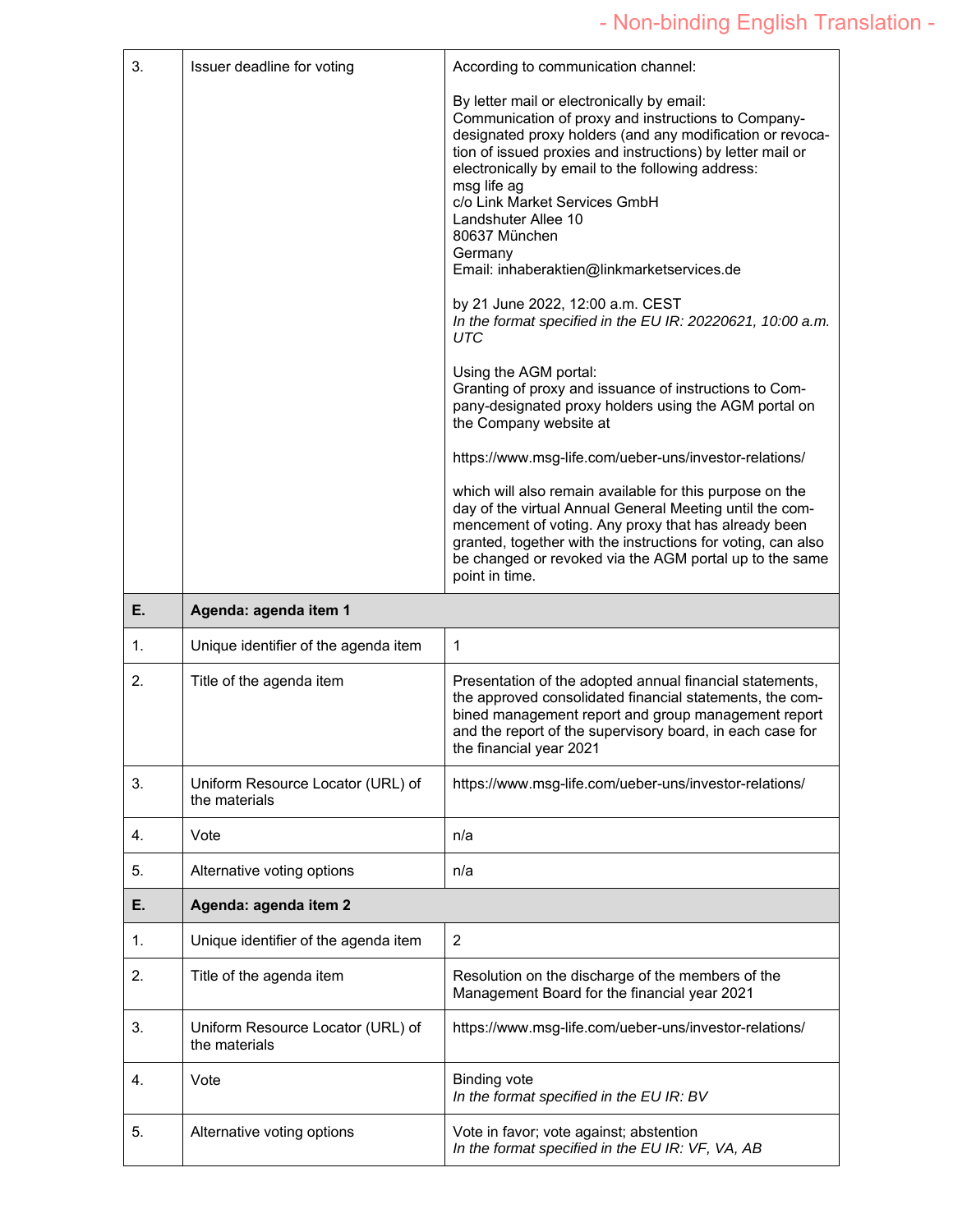| 3. | Issuer deadline for voting | According to communication channel:<br><br>By letter mail or electronically by email:<br>Communication of proxy and instructions to Company-designated proxy holders (and any modification or revocation of issued proxies and instructions) by letter mail or electronically by email to the following address:<br>msg life ag<br>c/o Link Market Services GmbH<br>Landshuter Allee 10<br>80637 München<br>Germany<br>Email: inhaberaktien@linkmarketservices.de<br><br>by 21 June 2022, 12:00 a.m. CEST<br>*In the format specified in the EU IR: 20220621, 10:00 a.m. UTC*<br><br>Using the AGM portal:<br>Granting of proxy and issuance of instructions to Company-designated proxy holders using the AGM portal on the Company website at<br><br>https://www.msg-life.com/ueber-uns/investor-relations/<br><br>which will also remain available for this purpose on the day of the virtual Annual General Meeting until the commencement of voting. Any proxy that has already been granted, together with the instructions for voting, can also be changed or revoked via the AGM portal up to the same point in time. |
|---|---|---|
| **E.** | **Agenda: agenda item 1** | |
| 1. | Unique identifier of the agenda item | 1 |
| 2. | Title of the agenda item | Presentation of the adopted annual financial statements, the approved consolidated financial statements, the combined management report and group management report and the report of the supervisory board, in each case for the financial year 2021 |
| 3. | Uniform Resource Locator (URL) of the materials | https://www.msg-life.com/ueber-uns/investor-relations/ |
| 4. | Vote | n/a |
| 5. | Alternative voting options | n/a |
| **E.** | **Agenda: agenda item 2** | |
| 1. | Unique identifier of the agenda item | 2 |
| 2. | Title of the agenda item | Resolution on the discharge of the members of the Management Board for the financial year 2021 |
| 3. | Uniform Resource Locator (URL) of the materials | https://www.msg-life.com/ueber-uns/investor-relations/ |
| 4. | Vote | Binding vote<br>*In the format specified in the EU IR: BV* |
| 5. | Alternative voting options | Vote in favor; vote against; abstention<br>*In the format specified in the EU IR: VF, VA, AB* |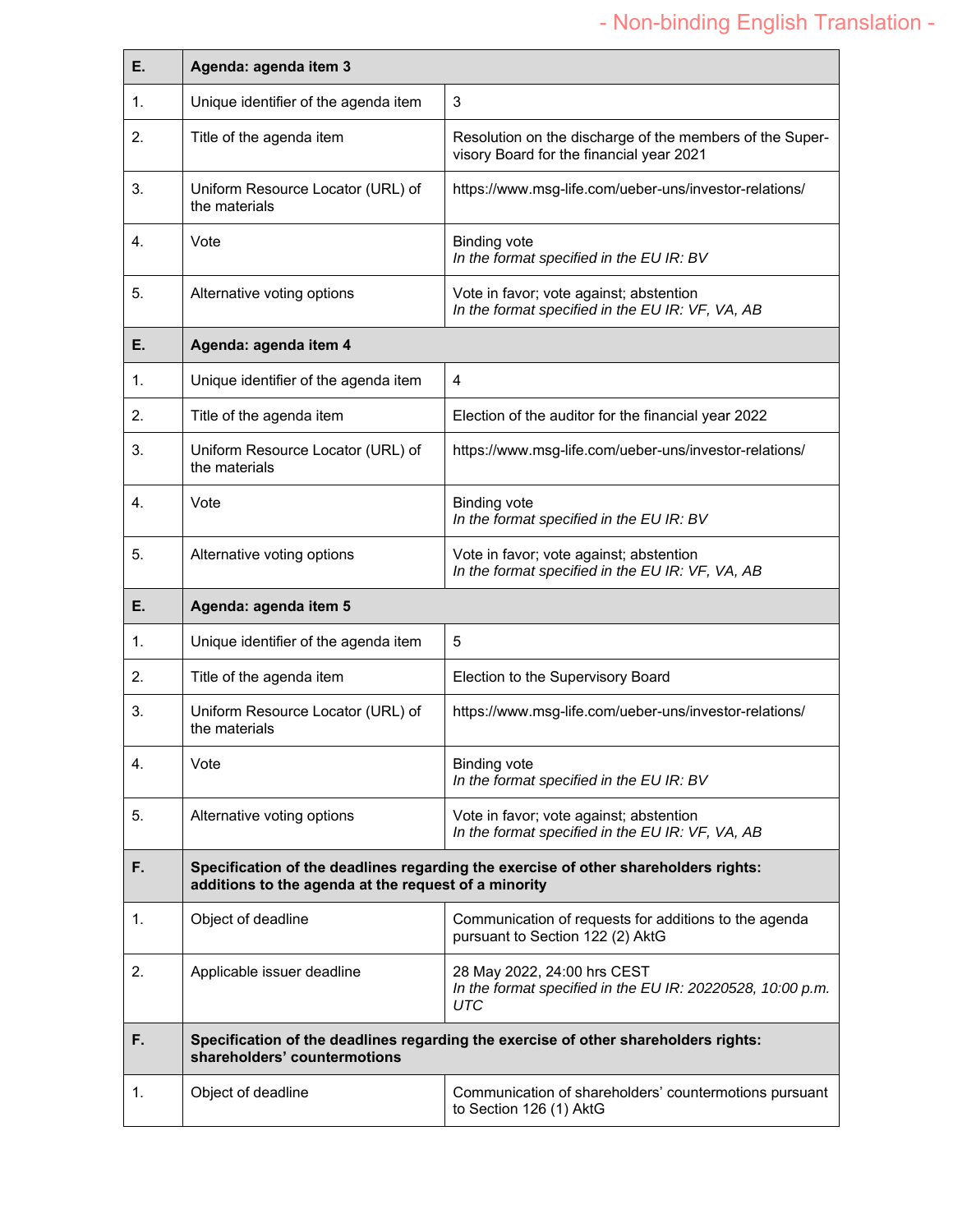- Non-binding English Translation -

| E. | Agenda: agenda item 3 | |
|---|---|---|
| 1. | Unique identifier of the agenda item | 3 |
| 2. | Title of the agenda item | Resolution on the discharge of the members of the Supervisory Board for the financial year 2021 |
| 3. | Uniform Resource Locator (URL) of the materials | https://www.msg-life.com/ueber-uns/investor-relations/ |
| 4. | Vote | Binding vote<br>*In the format specified in the EU IR: BV* |
| 5. | Alternative voting options | Vote in favor; vote against; abstention<br>*In the format specified in the EU IR: VF, VA, AB* |
| **E.** | **Agenda: agenda item 4** | |
| 1. | Unique identifier of the agenda item | 4 |
| 2. | Title of the agenda item | Election of the auditor for the financial year 2022 |
| 3. | Uniform Resource Locator (URL) of the materials | https://www.msg-life.com/ueber-uns/investor-relations/ |
| 4. | Vote | Binding vote<br>*In the format specified in the EU IR: BV* |
| 5. | Alternative voting options | Vote in favor; vote against; abstention<br>*In the format specified in the EU IR: VF, VA, AB* |
| **E.** | **Agenda: agenda item 5** | |
| 1. | Unique identifier of the agenda item | 5 |
| 2. | Title of the agenda item | Election to the Supervisory Board |
| 3. | Uniform Resource Locator (URL) of the materials | https://www.msg-life.com/ueber-uns/investor-relations/ |
| 4. | Vote | Binding vote<br>*In the format specified in the EU IR: BV* |
| 5. | Alternative voting options | Vote in favor; vote against; abstention<br>*In the format specified in the EU IR: VF, VA, AB* |
| **F.** | **Specification of the deadlines regarding the exercise of other shareholders rights: additions to the agenda at the request of a minority** | |
| 1. | Object of deadline | Communication of requests for additions to the agenda pursuant to Section 122 (2) AktG |
| 2. | Applicable issuer deadline | 28 May 2022, 24:00 hrs CEST<br>*In the format specified in the EU IR: 20220528, 10:00 p.m. UTC* |
| **F.** | **Specification of the deadlines regarding the exercise of other shareholders rights: shareholders' countermotions** | |
| 1. | Object of deadline | Communication of shareholders' countermotions pursuant to Section 126 (1) AktG |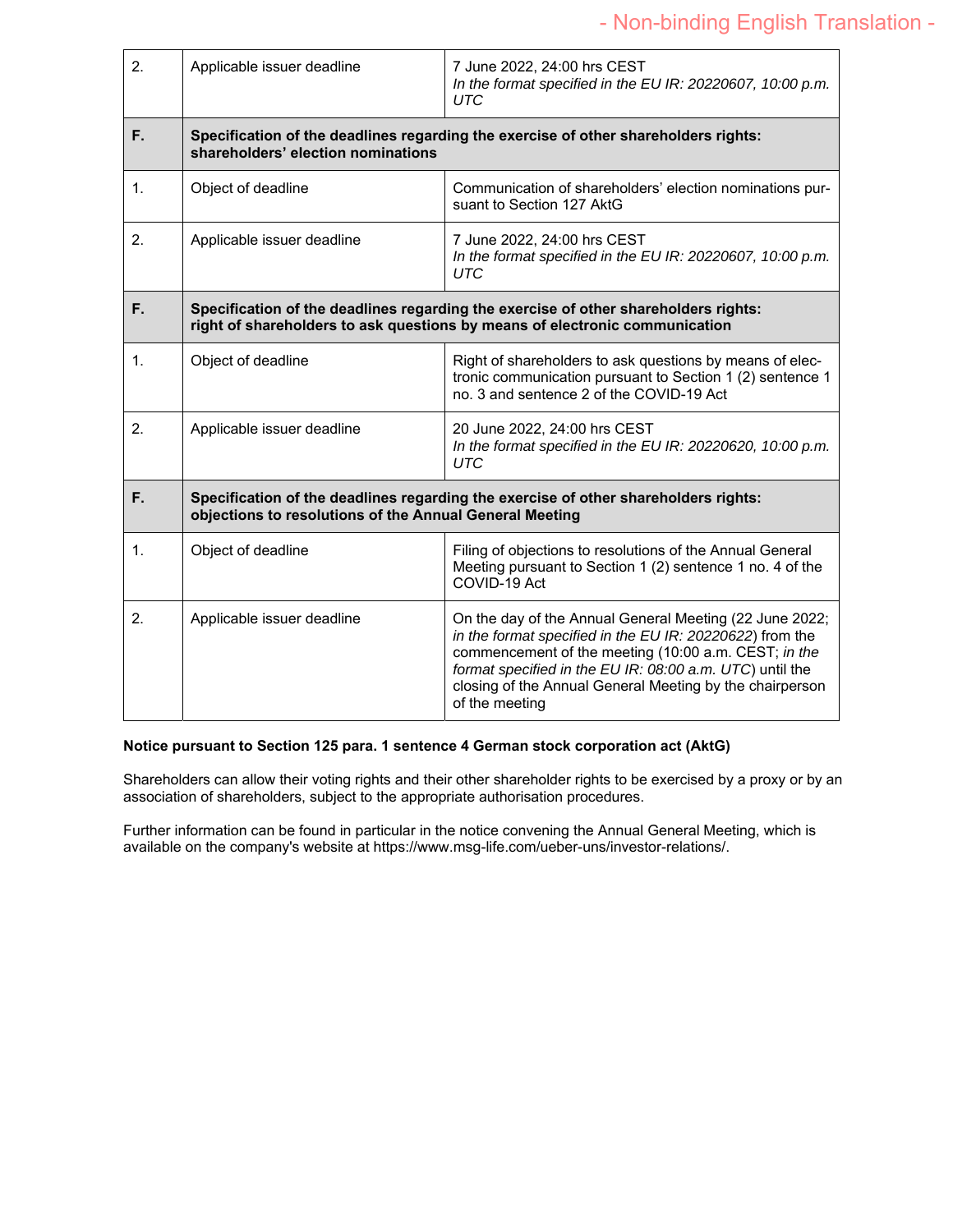| | | |
|---|---|---|
| 2. | Applicable issuer deadline | 7 June 2022, 24:00 hrs CEST *In the format specified in the EU IR: 20220607, 10:00 p.m. UTC* |
| **F.** | **Specification of the deadlines regarding the exercise of other shareholders rights: shareholders' election nominations** | |
| 1. | Object of deadline | Communication of shareholders' election nominations pursuant to Section 127 AktG |
| 2. | Applicable issuer deadline | 7 June 2022, 24:00 hrs CEST *In the format specified in the EU IR: 20220607, 10:00 p.m. UTC* |
| **F.** | **Specification of the deadlines regarding the exercise of other shareholders rights: right of shareholders to ask questions by means of electronic communication** | |
| 1. | Object of deadline | Right of shareholders to ask questions by means of electronic communication pursuant to Section 1 (2) sentence 1 no. 3 and sentence 2 of the COVID-19 Act |
| 2. | Applicable issuer deadline | 20 June 2022, 24:00 hrs CEST *In the format specified in the EU IR: 20220620, 10:00 p.m. UTC* |
| **F.** | **Specification of the deadlines regarding the exercise of other shareholders rights: objections to resolutions of the Annual General Meeting** | |
| 1. | Object of deadline | Filing of objections to resolutions of the Annual General Meeting pursuant to Section 1 (2) sentence 1 no. 4 of the COVID-19 Act |
| 2. | Applicable issuer deadline | On the day of the Annual General Meeting (22 June 2022; *in the format specified in the EU IR: 20220622*) from the commencement of the meeting (10:00 a.m. CEST; *in the format specified in the EU IR: 08:00 a.m. UTC*) until the closing of the Annual General Meeting by the chairperson of the meeting |

**Notice pursuant to Section 125 para. 1 sentence 4 German stock corporation act (AktG)**

Shareholders can allow their voting rights and their other shareholder rights to be exercised by a proxy or by an association of shareholders, subject to the appropriate authorisation procedures.

Further information can be found in particular in the notice convening the Annual General Meeting, which is available on the company's website at https://www.msg-life.com/ueber-uns/investor-relations/.